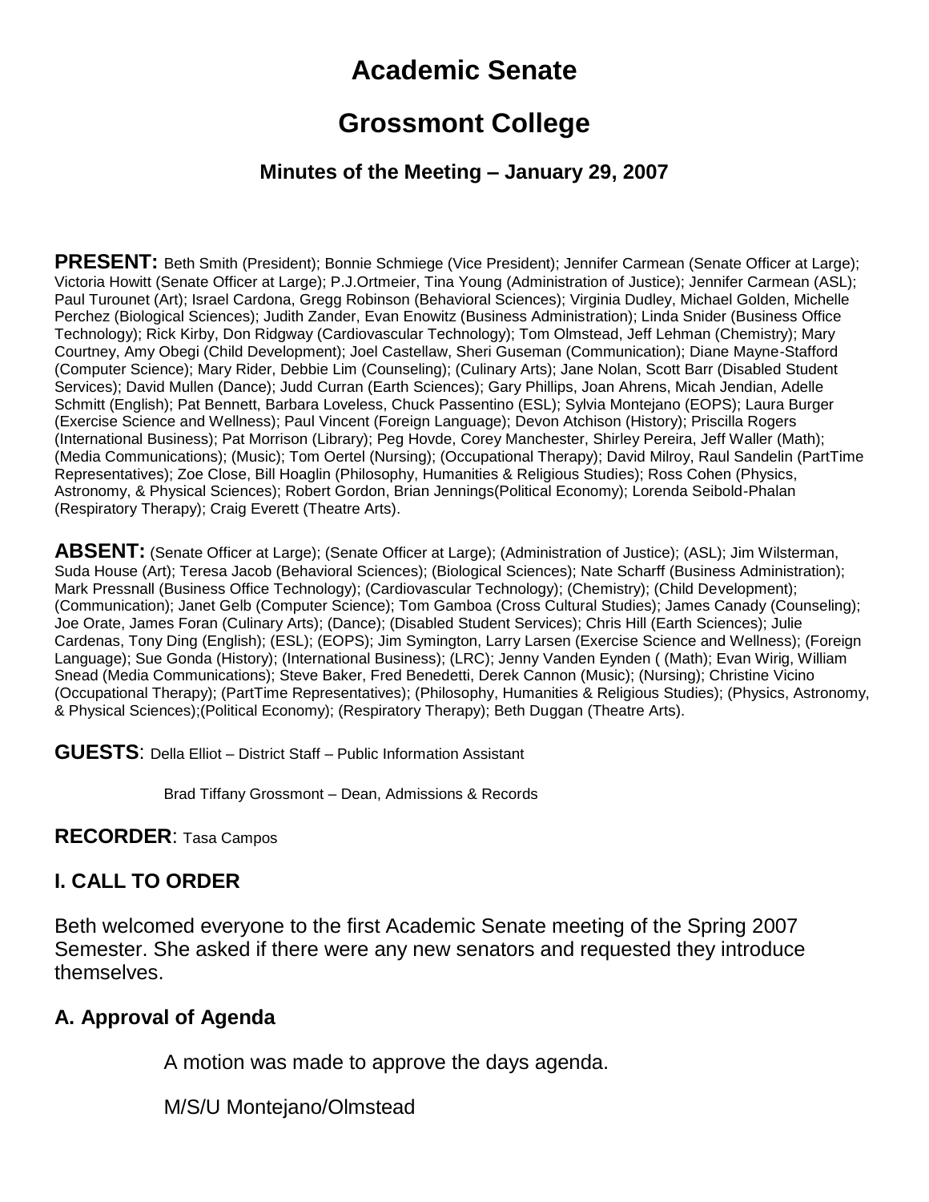# Academic Senate

# Grossmont College

### Minutes of the Meeting – January 29, 2007

**PRESENT:** Beth Smith (President); Bonnie Schmiege (Vice President); Jennifer Carmean (Senate Officer at Large); Victoria Howitt (Senate Officer at Large); P.J.Ortmeier, Tina Young (Administration of Justice); Jennifer Carmean (ASL); Paul Turounet (Art); Israel Cardona, Gregg Robinson (Behavioral Sciences); Virginia Dudley, Michael Golden, Michelle Perchez (Biological Sciences); Judith Zander, Evan Enowitz (Business Administration); Linda Snider (Business Office Technology); Rick Kirby, Don Ridgway (Cardiovascular Technology); Tom Olmstead, Jeff Lehman (Chemistry); Mary Courtney, Amy Obegi (Child Development); Joel Castellaw, Sheri Guseman (Communication); Diane Mayne-Stafford (Computer Science); Mary Rider, Debbie Lim (Counseling); (Culinary Arts); Jane Nolan, Scott Barr (Disabled Student Services); David Mullen (Dance); Judd Curran (Earth Sciences); Gary Phillips, Joan Ahrens, Micah Jendian, Adelle Schmitt (English); Pat Bennett, Barbara Loveless, Chuck Passentino (ESL); Sylvia Montejano (EOPS); Laura Burger (Exercise Science and Wellness); Paul Vincent (Foreign Language); Devon Atchison (History); Priscilla Rogers (International Business); Pat Morrison (Library); Peg Hovde, Corey Manchester, Shirley Pereira, Jeff Waller (Math); (Media Communications); (Music); Tom Oertel (Nursing); (Occupational Therapy); David Milroy, Raul Sandelin (PartTime Representatives); Zoe Close, Bill Hoaglin (Philosophy, Humanities & Religious Studies); Ross Cohen (Physics, Astronomy, & Physical Sciences); Robert Gordon, Brian Jennings(Political Economy); Lorenda Seibold-Phalan (Respiratory Therapy); Craig Everett (Theatre Arts).

**ABSENT:** (Senate Officer at Large); (Senate Officer at Large); (Administration of Justice); (ASL); Jim Wilsterman, Suda House (Art); Teresa Jacob (Behavioral Sciences); (Biological Sciences); Nate Scharff (Business Administration); Mark Pressnall (Business Office Technology); (Cardiovascular Technology); (Chemistry); (Child Development); (Communication); Janet Gelb (Computer Science); Tom Gamboa (Cross Cultural Studies); James Canady (Counseling); Joe Orate, James Foran (Culinary Arts); (Dance); (Disabled Student Services); Chris Hill (Earth Sciences); Julie Cardenas, Tony Ding (English); (ESL); (EOPS); Jim Symington, Larry Larsen (Exercise Science and Wellness); (Foreign Language); Sue Gonda (History); (International Business); (LRC); Jenny Vanden Eynden ( (Math); Evan Wirig, William Snead (Media Communications); Steve Baker, Fred Benedetti, Derek Cannon (Music); (Nursing); Christine Vicino (Occupational Therapy); (PartTime Representatives); (Philosophy, Humanities & Religious Studies); (Physics, Astronomy, & Physical Sciences);(Political Economy); (Respiratory Therapy); Beth Duggan (Theatre Arts).

**GUESTS**: Della Elliot – District Staff – Public Information Assistant

Brad Tiffany Grossmont – Dean, Admissions & Records

**RECORDER**: Tasa Campos

## I. CALL TO ORDER

Beth welcomed everyone to the first Academic Senate meeting of the Spring 2007 Semester. She asked if there were any new senators and requested they introduce themselves.

### A. Approval of Agenda

A motion was made to approve the days agenda.

M/S/U Montejano/Olmstead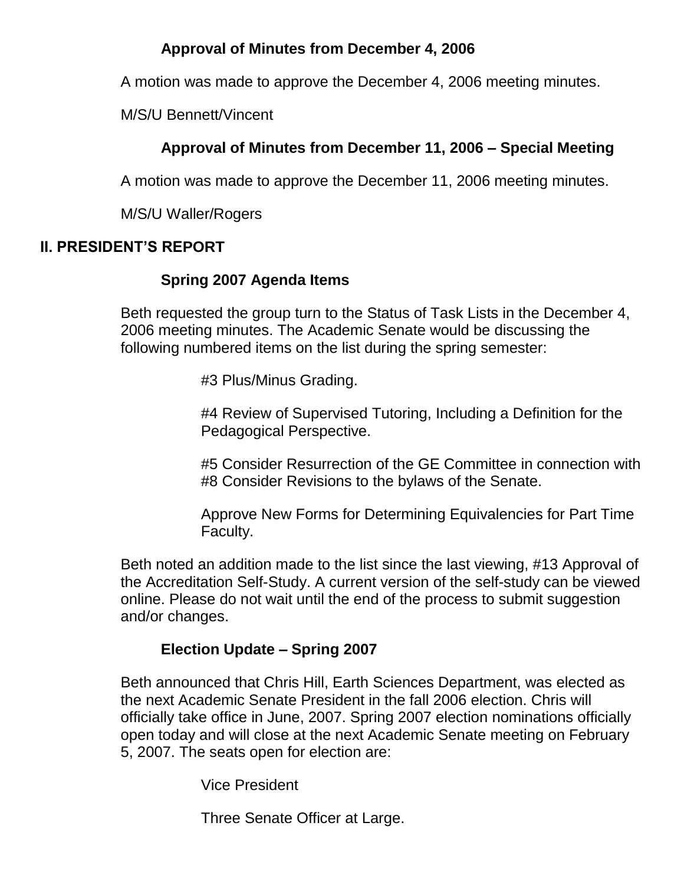### Approval of Minutes from December 4, 2006

A motion was made to approve the December 4, 2006 meeting minutes.

M/S/U Bennett/Vincent

### Approval of Minutes from December 11, 2006 – Special Meeting

A motion was made to approve the December 11, 2006 meeting minutes.

M/S/U Waller/Rogers

## II. PRESIDENT'S REPORT

### Spring 2007 Agenda Items

Beth requested the group turn to the Status of Task Lists in the December 4, 2006 meeting minutes. The Academic Senate would be discussing the following numbered items on the list during the spring semester:

#3 Plus/Minus Grading.

#4 Review of Supervised Tutoring, Including a Definition for the Pedagogical Perspective.

#5 Consider Resurrection of the GE Committee in connection with #8 Consider Revisions to the bylaws of the Senate.

Approve New Forms for Determining Equivalencies for Part Time Faculty.

Beth noted an addition made to the list since the last viewing, #13 Approval of the Accreditation Self-Study. A current version of the self-study can be viewed online. Please do not wait until the end of the process to submit suggestion and/or changes.

### Election Update – Spring 2007

Beth announced that Chris Hill, Earth Sciences Department, was elected as the next Academic Senate President in the fall 2006 election. Chris will officially take office in June, 2007. Spring 2007 election nominations officially open today and will close at the next Academic Senate meeting on February 5, 2007. The seats open for election are:

Vice President

Three Senate Officer at Large.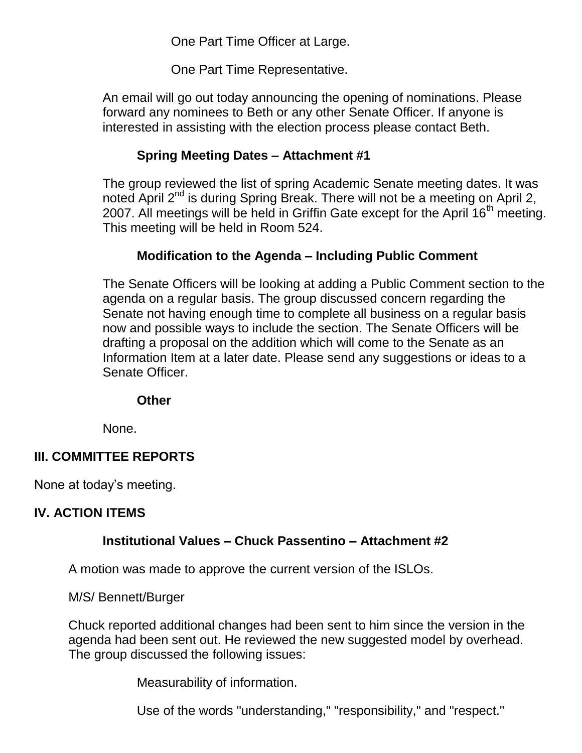One Part Time Officer at Large.

One Part Time Representative.

An email will go out today announcing the opening of nominations. Please forward any nominees to Beth or any other Senate Officer. If anyone is interested in assisting with the election process please contact Beth.

**Spring Meeting Dates – Attachment #1**

The group reviewed the list of spring Academic Senate meeting dates. It was noted April 2nd is during Spring Break. There will not be a meeting on April 2, 2007. All meetings will be held in Griffin Gate except for the April 16th meeting. This meeting will be held in Room 524.

**Modification to the Agenda – Including Public Comment**

The Senate Officers will be looking at adding a Public Comment section to the agenda on a regular basis. The group discussed concern regarding the Senate not having enough time to complete all business on a regular basis now and possible ways to include the section. The Senate Officers will be drafting a proposal on the addition which will come to the Senate as an Information Item at a later date. Please send any suggestions or ideas to a Senate Officer.

**Other**

None.

## III. COMMITTEE REPORTS

None at today's meeting.

## IV. ACTION ITEMS

**Institutional Values – Chuck Passentino – Attachment #2**

A motion was made to approve the current version of the ISLOs.

M/S/ Bennett/Burger

Chuck reported additional changes had been sent to him since the version in the agenda had been sent out. He reviewed the new suggested model by overhead. The group discussed the following issues:

Measurability of information.

Use of the words "understanding," "responsibility," and "respect."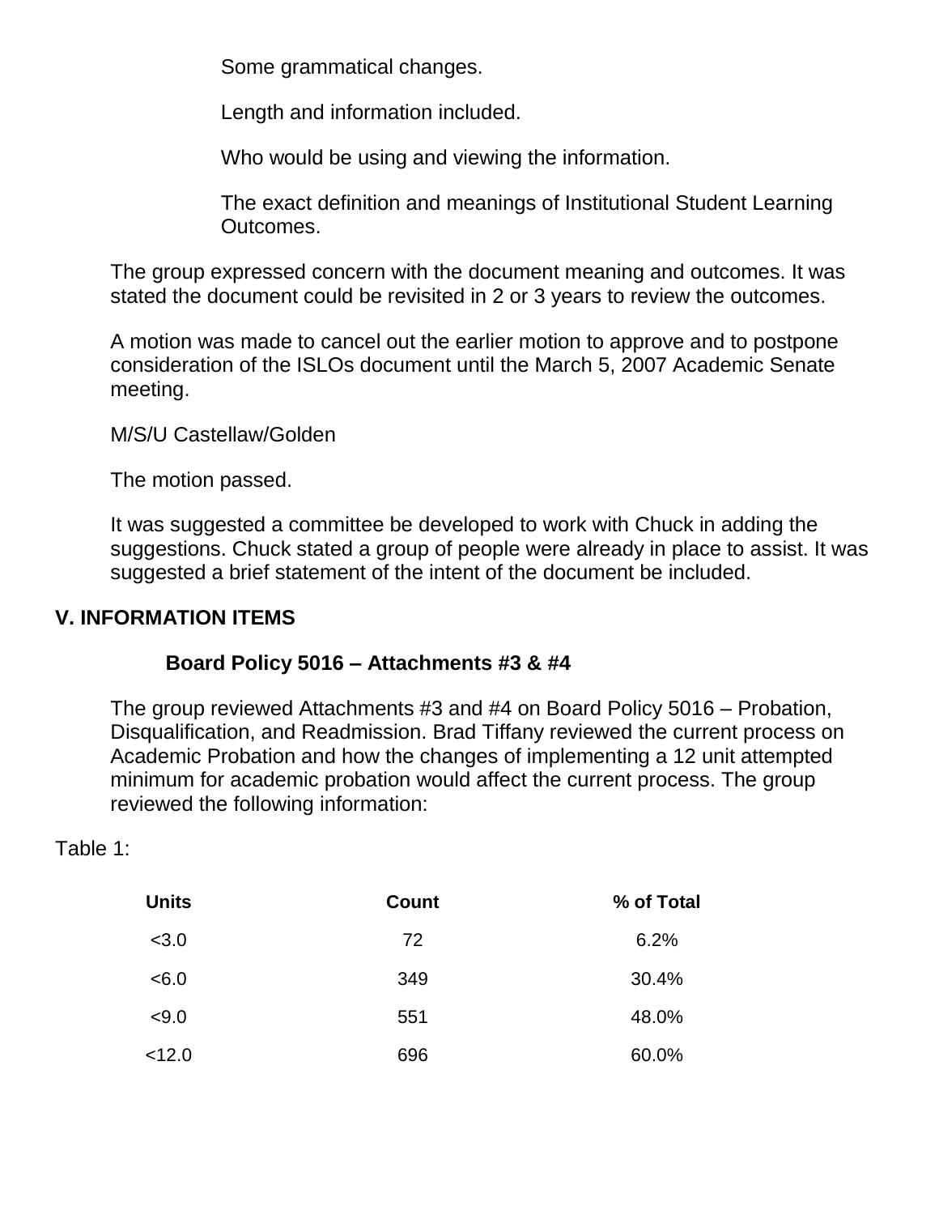Some grammatical changes.

Length and information included.

Who would be using and viewing the information.

The exact definition and meanings of Institutional Student Learning Outcomes.

The group expressed concern with the document meaning and outcomes. It was stated the document could be revisited in 2 or 3 years to review the outcomes.

A motion was made to cancel out the earlier motion to approve and to postpone consideration of the ISLOs document until the March 5, 2007 Academic Senate meeting.

M/S/U Castellaw/Golden

The motion passed.

It was suggested a committee be developed to work with Chuck in adding the suggestions. Chuck stated a group of people were already in place to assist. It was suggested a brief statement of the intent of the document be included.

## V. INFORMATION ITEMS

### Board Policy 5016 – Attachments #3 & #4

The group reviewed Attachments #3 and #4 on Board Policy 5016 – Probation, Disqualification, and Readmission. Brad Tiffany reviewed the current process on Academic Probation and how the changes of implementing a 12 unit attempted minimum for academic probation would affect the current process. The group reviewed the following information:

Table 1:

| Units | Count | % of Total |
|---|---|---|
| <3.0 | 72 | 6.2% |
| <6.0 | 349 | 30.4% |
| <9.0 | 551 | 48.0% |
| <12.0 | 696 | 60.0% |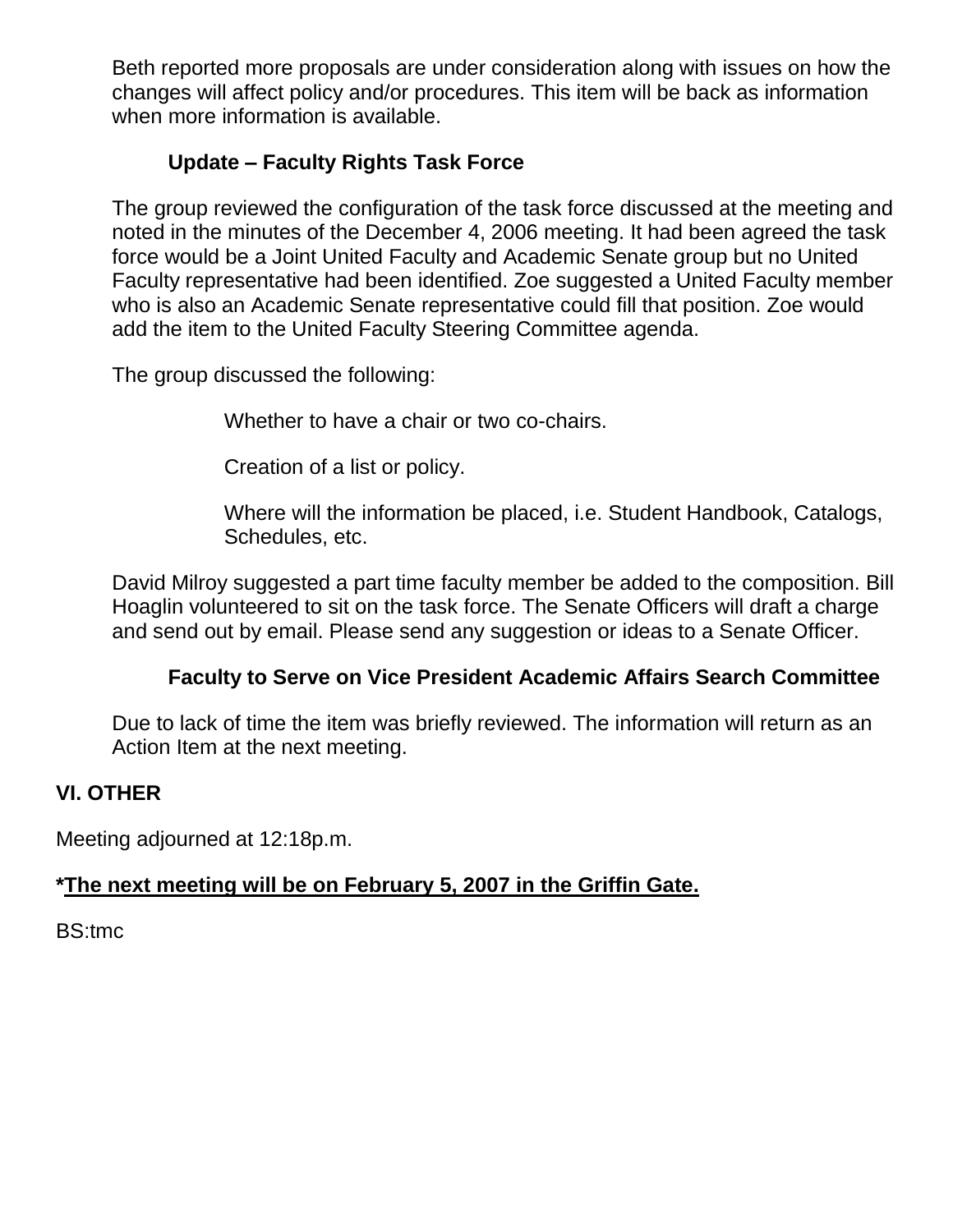Beth reported more proposals are under consideration along with issues on how the changes will affect policy and/or procedures. This item will be back as information when more information is available.

**Update – Faculty Rights Task Force**

The group reviewed the configuration of the task force discussed at the meeting and noted in the minutes of the December 4, 2006 meeting. It had been agreed the task force would be a Joint United Faculty and Academic Senate group but no United Faculty representative had been identified. Zoe suggested a United Faculty member who is also an Academic Senate representative could fill that position. Zoe would add the item to the United Faculty Steering Committee agenda.

The group discussed the following:

Whether to have a chair or two co-chairs.

Creation of a list or policy.

Where will the information be placed, i.e. Student Handbook, Catalogs, Schedules, etc.

David Milroy suggested a part time faculty member be added to the composition. Bill Hoaglin volunteered to sit on the task force. The Senate Officers will draft a charge and send out by email. Please send any suggestion or ideas to a Senate Officer.

**Faculty to Serve on Vice President Academic Affairs Search Committee**

Due to lack of time the item was briefly reviewed. The information will return as an Action Item at the next meeting.

**VI. OTHER**

Meeting adjourned at 12:18p.m.

**\*<u>The next meeting will be on February 5, 2007 in the Griffin Gate.</u>**

BS:tmc